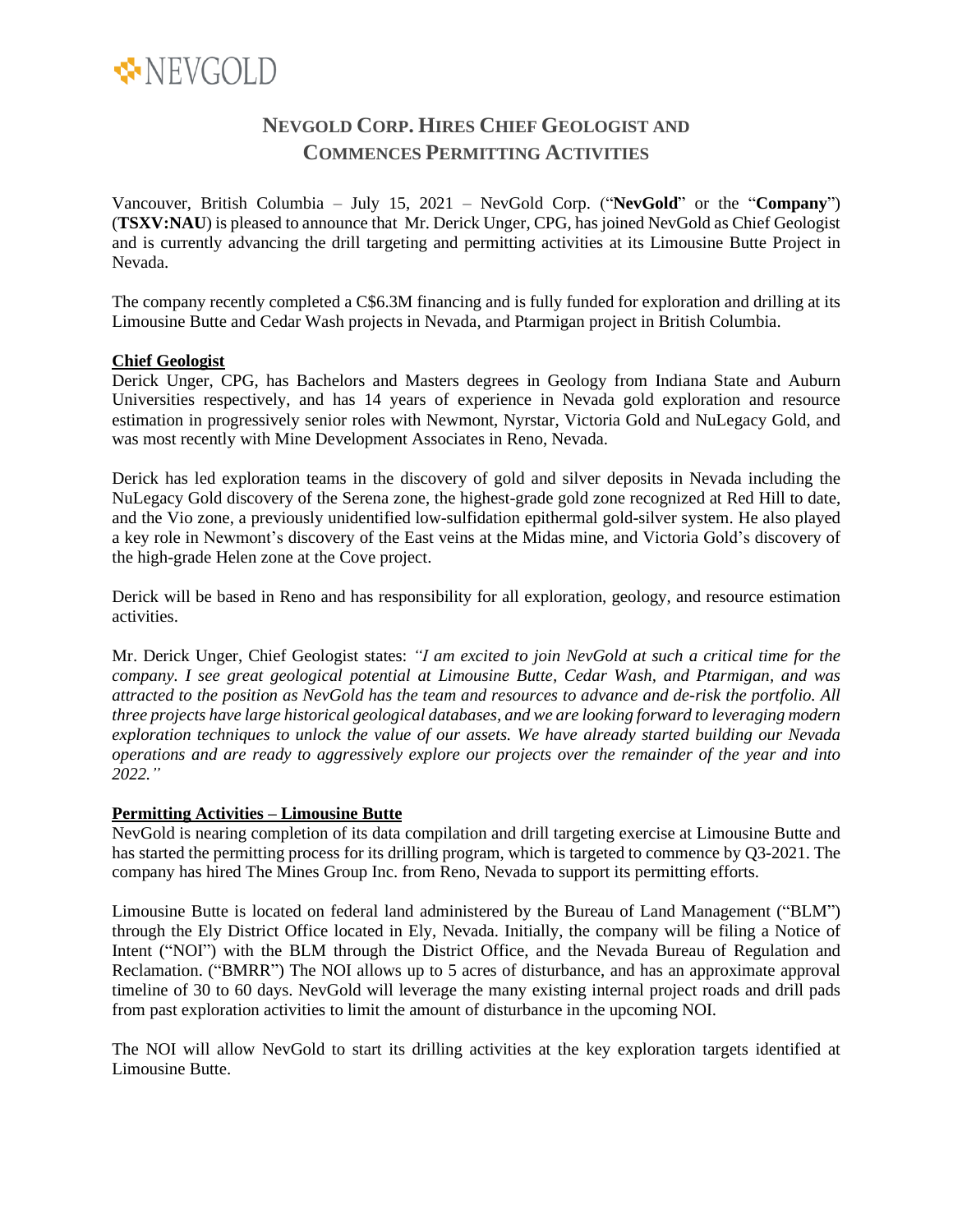# NEVGOLD CORP. HIRES CHIEF GEOLOGIST AND COMMENCES PERMITTING ACTIVITIES

Vancouver, British Columbia – July 15, 2021 – NevGold Corp. ("**NevGold**" or the "**Company**") (**TSXV:NAU**) is pleased to announce that Mr. Derick Unger, CPG, has joined NevGold as Chief Geologist and is currently advancing the drill targeting and permitting activities at its Limousine Butte Project in Nevada.

The company recently completed a C$6.3M financing and is fully funded for exploration and drilling at its Limousine Butte and Cedar Wash projects in Nevada, and Ptarmigan project in British Columbia.

## Chief Geologist

Derick Unger, CPG, has Bachelors and Masters degrees in Geology from Indiana State and Auburn Universities respectively, and has 14 years of experience in Nevada gold exploration and resource estimation in progressively senior roles with Newmont, Nyrstar, Victoria Gold and NuLegacy Gold, and was most recently with Mine Development Associates in Reno, Nevada.

Derick has led exploration teams in the discovery of gold and silver deposits in Nevada including the NuLegacy Gold discovery of the Serena zone, the highest-grade gold zone recognized at Red Hill to date, and the Vio zone, a previously unidentified low-sulfidation epithermal gold-silver system. He also played a key role in Newmont's discovery of the East veins at the Midas mine, and Victoria Gold's discovery of the high-grade Helen zone at the Cove project.

Derick will be based in Reno and has responsibility for all exploration, geology, and resource estimation activities.

Mr. Derick Unger, Chief Geologist states: *"I am excited to join NevGold at such a critical time for the company. I see great geological potential at Limousine Butte, Cedar Wash, and Ptarmigan, and was attracted to the position as NevGold has the team and resources to advance and de-risk the portfolio. All three projects have large historical geological databases, and we are looking forward to leveraging modern exploration techniques to unlock the value of our assets. We have already started building our Nevada operations and are ready to aggressively explore our projects over the remainder of the year and into 2022."*

## Permitting Activities – Limousine Butte

NevGold is nearing completion of its data compilation and drill targeting exercise at Limousine Butte and has started the permitting process for its drilling program, which is targeted to commence by Q3-2021. The company has hired The Mines Group Inc. from Reno, Nevada to support its permitting efforts.

Limousine Butte is located on federal land administered by the Bureau of Land Management ("BLM") through the Ely District Office located in Ely, Nevada. Initially, the company will be filing a Notice of Intent ("NOI") with the BLM through the District Office, and the Nevada Bureau of Regulation and Reclamation. ("BMRR") The NOI allows up to 5 acres of disturbance, and has an approximate approval timeline of 30 to 60 days. NevGold will leverage the many existing internal project roads and drill pads from past exploration activities to limit the amount of disturbance in the upcoming NOI.

The NOI will allow NevGold to start its drilling activities at the key exploration targets identified at Limousine Butte.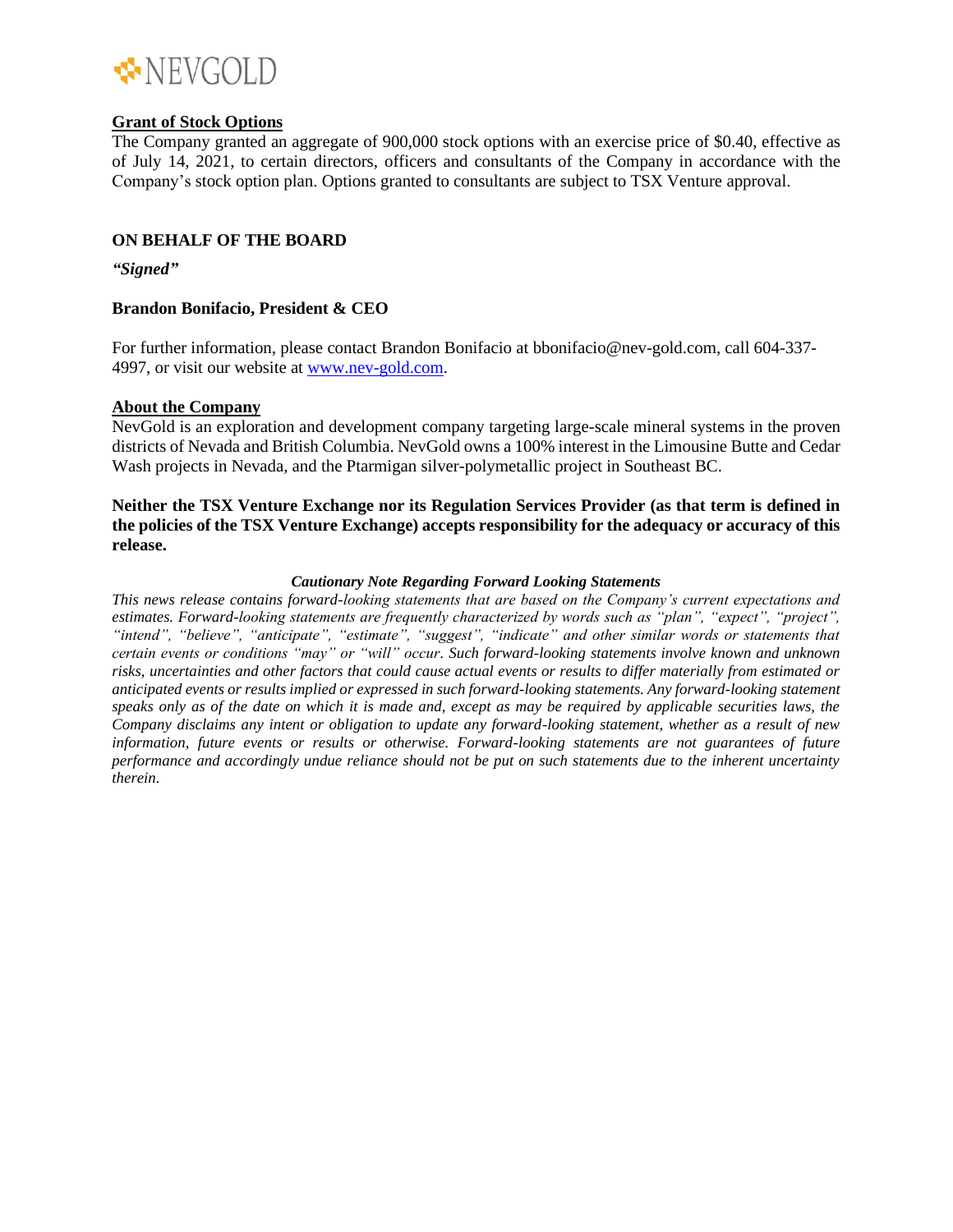## Grant of Stock Options

The Company granted an aggregate of 900,000 stock options with an exercise price of $0.40, effective as of July 14, 2021, to certain directors, officers and consultants of the Company in accordance with the Company's stock option plan. Options granted to consultants are subject to TSX Venture approval.

**ON BEHALF OF THE BOARD**

***"Signed"***

**Brandon Bonifacio, President & CEO**

For further information, please contact Brandon Bonifacio at bbonifacio@nev-gold.com, call 604-337-4997, or visit our website at [www.nev-gold.com](http://www.nev-gold.com).

## About the Company

NevGold is an exploration and development company targeting large-scale mineral systems in the proven districts of Nevada and British Columbia. NevGold owns a 100% interest in the Limousine Butte and Cedar Wash projects in Nevada, and the Ptarmigan silver-polymetallic project in Southeast BC.

**Neither the TSX Venture Exchange nor its Regulation Services Provider (as that term is defined in the policies of the TSX Venture Exchange) accepts responsibility for the adequacy or accuracy of this release.**

***Cautionary Note Regarding Forward Looking Statements***

*This news release contains forward-looking statements that are based on the Company's current expectations and estimates. Forward-looking statements are frequently characterized by words such as "plan", "expect", "project", "intend", "believe", "anticipate", "estimate", "suggest", "indicate" and other similar words or statements that certain events or conditions "may" or "will" occur. Such forward-looking statements involve known and unknown risks, uncertainties and other factors that could cause actual events or results to differ materially from estimated or anticipated events or results implied or expressed in such forward-looking statements. Any forward-looking statement speaks only as of the date on which it is made and, except as may be required by applicable securities laws, the Company disclaims any intent or obligation to update any forward-looking statement, whether as a result of new information, future events or results or otherwise. Forward-looking statements are not guarantees of future performance and accordingly undue reliance should not be put on such statements due to the inherent uncertainty therein.*